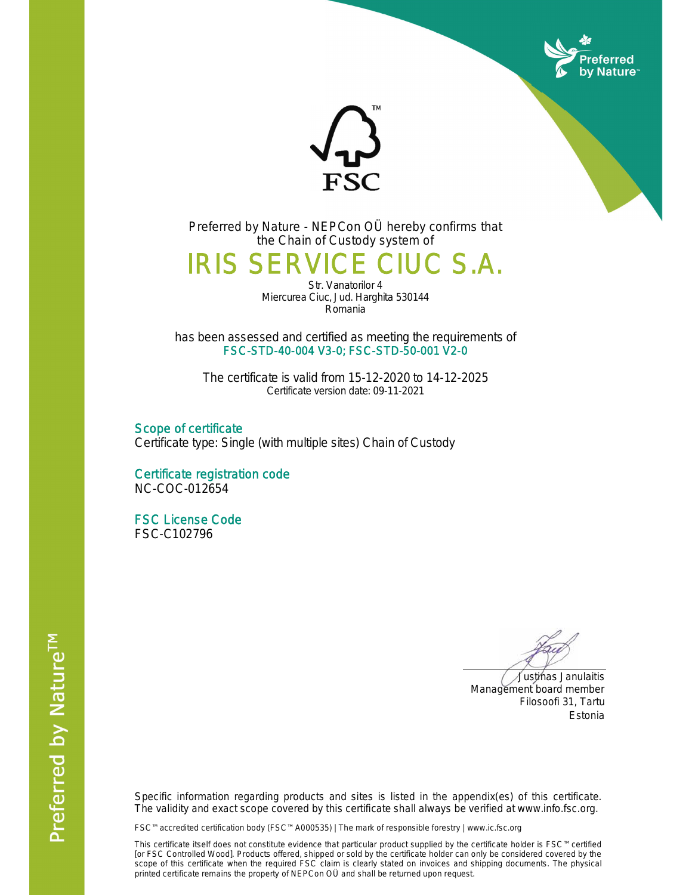Preferred by Nature - NEPCon OÜ hereby confirms that the Chain of Custody system of

# IRIS SERVICE CIUC S.A.

Str. Vanatorilor 4
Miercurea Ciuc, Jud. Harghita 530144
Romania

has been assessed and certified as meeting the requirements of
FSC-STD-40-004 V3-0; FSC-STD-50-001 V2-0

The certificate is valid from 15-12-2020 to 14-12-2025
Certificate version date: 09-11-2021

## Scope of certificate

Certificate type: Single (with multiple sites) Chain of Custody

## Certificate registration code

NC-COC-012654

## FSC License Code

FSC-C102796

Justinas Janulaitis
Management board member
Filosoofi 31, Tartu
Estonia

Specific information regarding products and sites is listed in the appendix(es) of this certificate. The validity and exact scope covered by this certificate shall always be verified at www.info.fsc.org.

FSC™ accredited certification body (FSC™ A000535) | The mark of responsible forestry | www.ic.fsc.org

This certificate itself does not constitute evidence that particular product supplied by the certificate holder is FSC™ certified [or FSC Controlled Wood]. Products offered, shipped or sold by the certificate holder can only be considered covered by the scope of this certificate when the required FSC claim is clearly stated on invoices and shipping documents. The physical printed certificate remains the property of NEPCon OÜ and shall be returned upon request.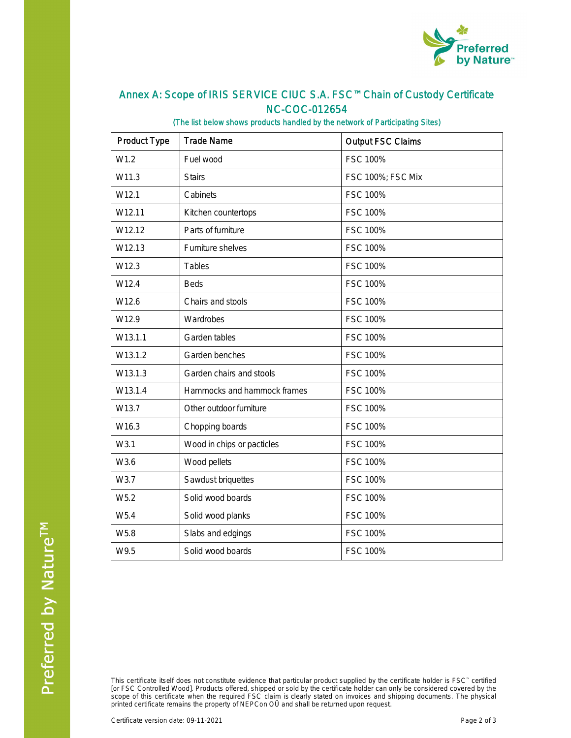## Annex A: Scope of IRIS SERVICE CIUC S.A. FSC™ Chain of Custody Certificate NC-COC-012654

(The list below shows products handled by the network of Participating Sites)

| Product Type | Trade Name | Output FSC Claims |
| --- | --- | --- |
| W1.2 | Fuel wood | FSC 100% |
| W11.3 | Stairs | FSC 100%; FSC Mix |
| W12.1 | Cabinets | FSC 100% |
| W12.11 | Kitchen countertops | FSC 100% |
| W12.12 | Parts of furniture | FSC 100% |
| W12.13 | Furniture shelves | FSC 100% |
| W12.3 | Tables | FSC 100% |
| W12.4 | Beds | FSC 100% |
| W12.6 | Chairs and stools | FSC 100% |
| W12.9 | Wardrobes | FSC 100% |
| W13.1.1 | Garden tables | FSC 100% |
| W13.1.2 | Garden benches | FSC 100% |
| W13.1.3 | Garden chairs and stools | FSC 100% |
| W13.1.4 | Hammocks and hammock frames | FSC 100% |
| W13.7 | Other outdoor furniture | FSC 100% |
| W16.3 | Chopping boards | FSC 100% |
| W3.1 | Wood in chips or pacticles | FSC 100% |
| W3.6 | Wood pellets | FSC 100% |
| W3.7 | Sawdust briquettes | FSC 100% |
| W5.2 | Solid wood boards | FSC 100% |
| W5.4 | Solid wood planks | FSC 100% |
| W5.8 | Slabs and edgings | FSC 100% |
| W9.5 | Solid wood boards | FSC 100% |

This certificate itself does not constitute evidence that particular product supplied by the certificate holder is FSC™ certified [or FSC Controlled Wood]. Products offered, shipped or sold by the certificate holder can only be considered covered by the scope of this certificate when the required FSC claim is clearly stated on invoices and shipping documents. The physical printed certificate remains the property of NEPCon OÜ and shall be returned upon request.

Certificate version date: 09-11-2021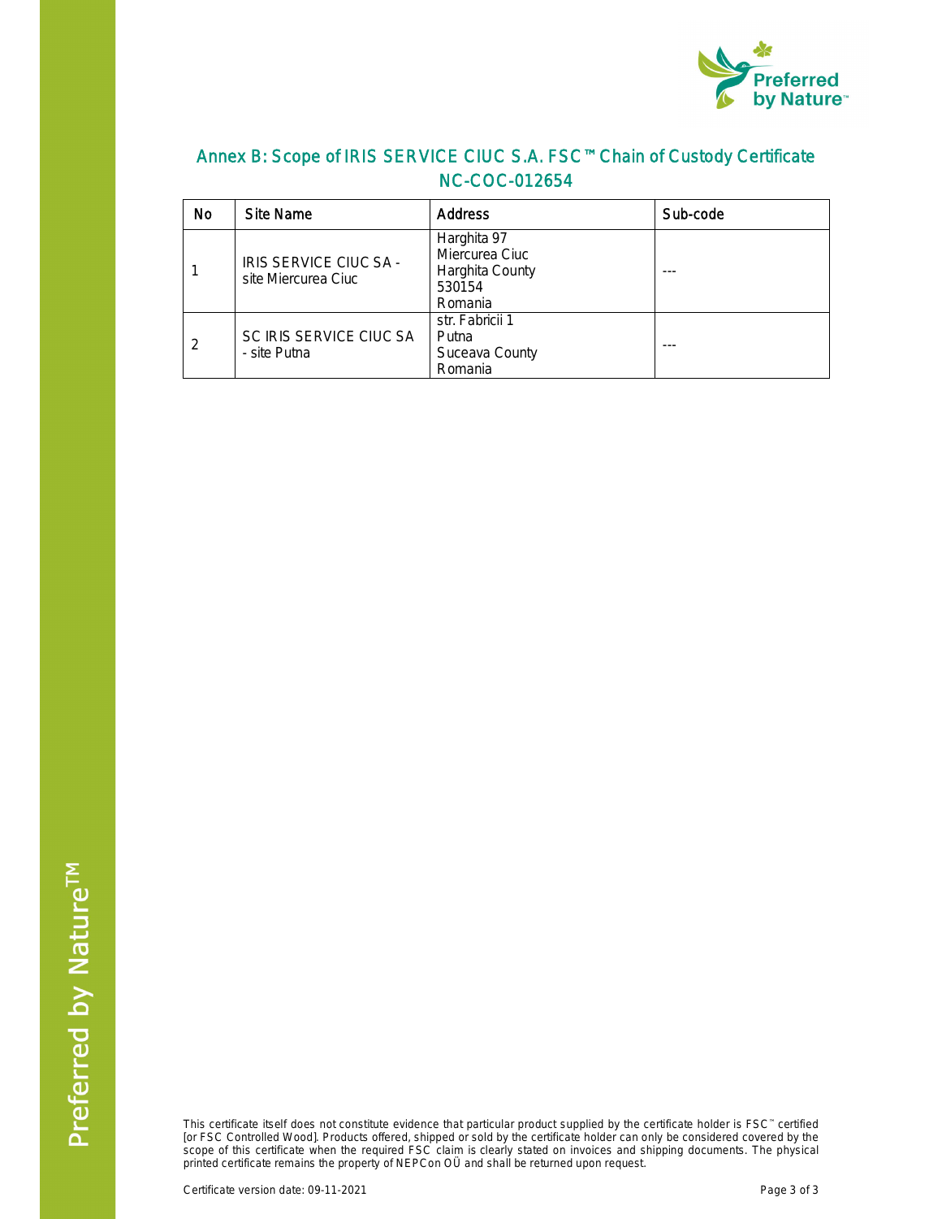## Annex B: Scope of IRIS SERVICE CIUC S.A. FSC™ Chain of Custody Certificate NC-COC-012654

| No | Site Name | Address | Sub-code |
|---|---|---|---|
| 1 | IRIS SERVICE CIUC SA - site Miercurea Ciuc | Harghita 97<br>Miercurea Ciuc<br>Harghita County<br>530154<br>Romania | --- |
| 2 | SC IRIS SERVICE CIUC SA - site Putna | str. Fabricii 1<br>Putna<br>Suceava County<br>Romania | --- |

This certificate itself does not constitute evidence that particular product supplied by the certificate holder is FSC™ certified [or FSC Controlled Wood]. Products offered, shipped or sold by the certificate holder can only be considered covered by the scope of this certificate when the required FSC claim is clearly stated on invoices and shipping documents. The physical printed certificate remains the property of NEPCon OÜ and shall be returned upon request.

Certificate version date: 09-11-2021